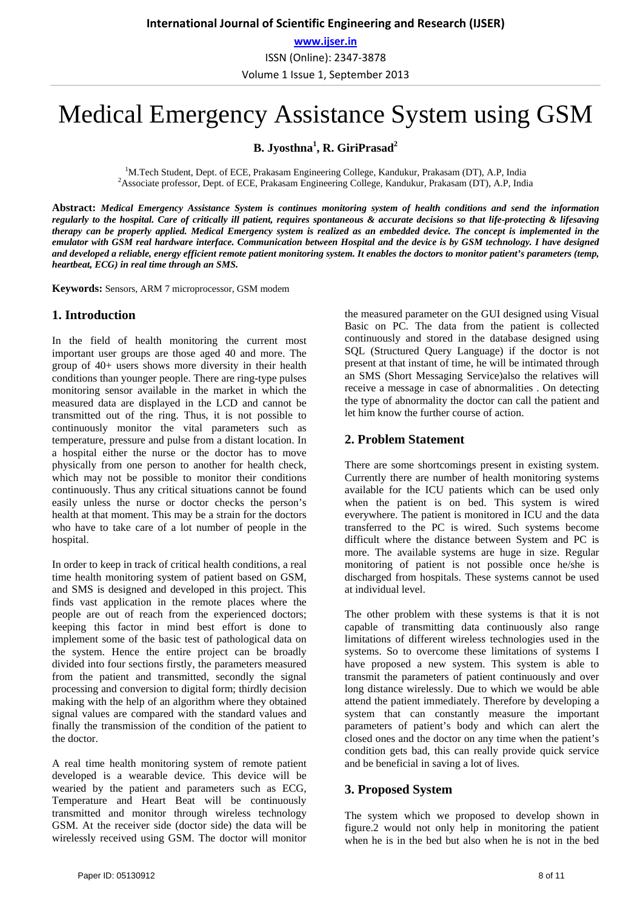# Medical Emergency Assistance System using GSM

**B. Jyosthna[1], R. GiriPrasad[2]**

[1]M.Tech Student, Dept. of ECE, Prakasam Engineering College, Kandukur, Prakasam (DT), A.P, India
[2]Associate professor, Dept. of ECE, Prakasam Engineering College, Kandukur, Prakasam (DT), A.P, India

**Abstract:** ***Medical Emergency Assistance System is continues monitoring system of health conditions and send the information regularly to the hospital. Care of critically ill patient, requires spontaneous & accurate decisions so that life-protecting & lifesaving therapy can be properly applied. Medical Emergency system is realized as an embedded device. The concept is implemented in the emulator with GSM real hardware interface. Communication between Hospital and the device is by GSM technology. I have designed and developed a reliable, energy efficient remote patient monitoring system. It enables the doctors to monitor patient's parameters (temp, heartbeat, ECG) in real time through an SMS.***

**Keywords:** Sensors, ARM 7 microprocessor, GSM modem

## 1. Introduction

In the field of health monitoring the current most important user groups are those aged 40 and more. The group of 40+ users shows more diversity in their health conditions than younger people. There are ring-type pulses monitoring sensor available in the market in which the measured data are displayed in the LCD and cannot be transmitted out of the ring. Thus, it is not possible to continuously monitor the vital parameters such as temperature, pressure and pulse from a distant location. In a hospital either the nurse or the doctor has to move physically from one person to another for health check, which may not be possible to monitor their conditions continuously. Thus any critical situations cannot be found easily unless the nurse or doctor checks the person's health at that moment. This may be a strain for the doctors who have to take care of a lot number of people in the hospital.

In order to keep in track of critical health conditions, a real time health monitoring system of patient based on GSM, and SMS is designed and developed in this project. This finds vast application in the remote places where the people are out of reach from the experienced doctors; keeping this factor in mind best effort is done to implement some of the basic test of pathological data on the system. Hence the entire project can be broadly divided into four sections firstly, the parameters measured from the patient and transmitted, secondly the signal processing and conversion to digital form; thirdly decision making with the help of an algorithm where they obtained signal values are compared with the standard values and finally the transmission of the condition of the patient to the doctor.

A real time health monitoring system of remote patient developed is a wearable device. This device will be wearied by the patient and parameters such as ECG, Temperature and Heart Beat will be continuously transmitted and monitor through wireless technology GSM. At the receiver side (doctor side) the data will be wirelessly received using GSM. The doctor will monitor the measured parameter on the GUI designed using Visual Basic on PC. The data from the patient is collected continuously and stored in the database designed using SQL (Structured Query Language) if the doctor is not present at that instant of time, he will be intimated through an SMS (Short Messaging Service)also the relatives will receive a message in case of abnormalities . On detecting the type of abnormality the doctor can call the patient and let him know the further course of action.

## 2. Problem Statement

There are some shortcomings present in existing system. Currently there are number of health monitoring systems available for the ICU patients which can be used only when the patient is on bed. This system is wired everywhere. The patient is monitored in ICU and the data transferred to the PC is wired. Such systems become difficult where the distance between System and PC is more. The available systems are huge in size. Regular monitoring of patient is not possible once he/she is discharged from hospitals. These systems cannot be used at individual level.

The other problem with these systems is that it is not capable of transmitting data continuously also range limitations of different wireless technologies used in the systems. So to overcome these limitations of systems I have proposed a new system. This system is able to transmit the parameters of patient continuously and over long distance wirelessly. Due to which we would be able attend the patient immediately. Therefore by developing a system that can constantly measure the important parameters of patient's body and which can alert the closed ones and the doctor on any time when the patient's condition gets bad, this can really provide quick service and be beneficial in saving a lot of lives.

## 3. Proposed System

The system which we proposed to develop shown in figure.2 would not only help in monitoring the patient when he is in the bed but also when he is not in the bed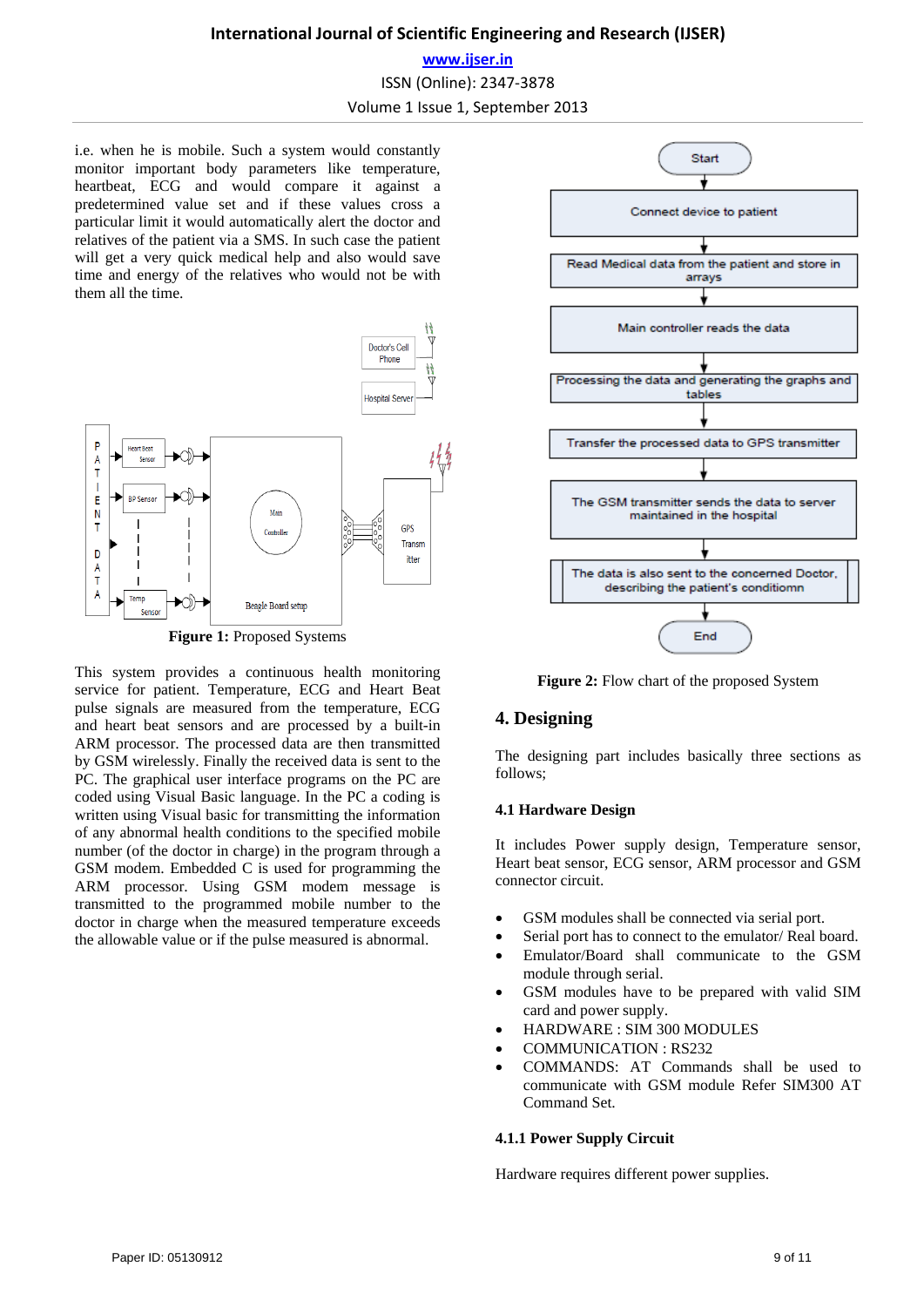i.e. when he is mobile. Such a system would constantly monitor important body parameters like temperature, heartbeat, ECG and would compare it against a predetermined value set and if these values cross a particular limit it would automatically alert the doctor and relatives of the patient via a SMS. In such case the patient will get a very quick medical help and also would save time and energy of the relatives who would not be with them all the time.

**Figure 1:** Proposed Systems

This system provides a continuous health monitoring service for patient. Temperature, ECG and Heart Beat pulse signals are measured from the temperature, ECG and heart beat sensors and are processed by a built-in ARM processor. The processed data are then transmitted by GSM wirelessly. Finally the received data is sent to the PC. The graphical user interface programs on the PC are coded using Visual Basic language. In the PC a coding is written using Visual basic for transmitting the information of any abnormal health conditions to the specified mobile number (of the doctor in charge) in the program through a GSM modem. Embedded C is used for programming the ARM processor. Using GSM modem message is transmitted to the programmed mobile number to the doctor in charge when the measured temperature exceeds the allowable value or if the pulse measured is abnormal.

**Figure 2:** Flow chart of the proposed System

## 4. Designing

The designing part includes basically three sections as follows;

### 4.1 Hardware Design

It includes Power supply design, Temperature sensor, Heart beat sensor, ECG sensor, ARM processor and GSM connector circuit.

- GSM modules shall be connected via serial port.
- Serial port has to connect to the emulator/ Real board.
- Emulator/Board shall communicate to the GSM module through serial.
- GSM modules have to be prepared with valid SIM card and power supply.
- HARDWARE : SIM 300 MODULES
- COMMUNICATION : RS232
- COMMANDS: AT Commands shall be used to communicate with GSM module Refer SIM300 AT Command Set.

#### 4.1.1 Power Supply Circuit

Hardware requires different power supplies.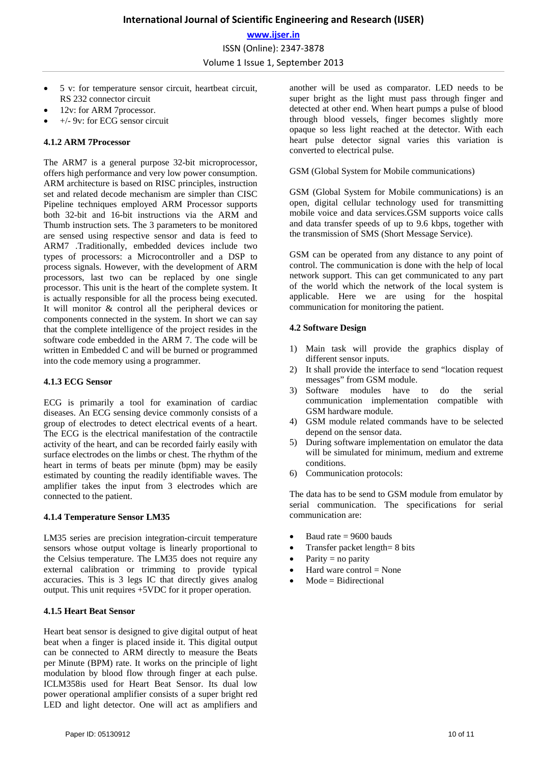- 5 v: for temperature sensor circuit, heartbeat circuit, RS 232 connector circuit
- 12v: for ARM 7processor.
- +/- 9v: for ECG sensor circuit

#### 4.1.2 ARM 7Processor

The ARM7 is a general purpose 32-bit microprocessor, offers high performance and very low power consumption. ARM architecture is based on RISC principles, instruction set and related decode mechanism are simpler than CISC Pipeline techniques employed ARM Processor supports both 32-bit and 16-bit instructions via the ARM and Thumb instruction sets. The 3 parameters to be monitored are sensed using respective sensor and data is feed to ARM7 .Traditionally, embedded devices include two types of processors: a Microcontroller and a DSP to process signals. However, with the development of ARM processors, last two can be replaced by one single processor. This unit is the heart of the complete system. It is actually responsible for all the process being executed. It will monitor & control all the peripheral devices or components connected in the system. In short we can say that the complete intelligence of the project resides in the software code embedded in the ARM 7. The code will be written in Embedded C and will be burned or programmed into the code memory using a programmer.

#### 4.1.3 ECG Sensor

ECG is primarily a tool for examination of cardiac diseases. An ECG sensing device commonly consists of a group of electrodes to detect electrical events of a heart. The ECG is the electrical manifestation of the contractile activity of the heart, and can be recorded fairly easily with surface electrodes on the limbs or chest. The rhythm of the heart in terms of beats per minute (bpm) may be easily estimated by counting the readily identifiable waves. The amplifier takes the input from 3 electrodes which are connected to the patient.

#### 4.1.4 Temperature Sensor LM35

LM35 series are precision integration-circuit temperature sensors whose output voltage is linearly proportional to the Celsius temperature. The LM35 does not require any external calibration or trimming to provide typical accuracies. This is 3 legs IC that directly gives analog output. This unit requires +5VDC for it proper operation.

#### 4.1.5 Heart Beat Sensor

Heart beat sensor is designed to give digital output of heat beat when a finger is placed inside it. This digital output can be connected to ARM directly to measure the Beats per Minute (BPM) rate. It works on the principle of light modulation by blood flow through finger at each pulse. ICLM358is used for Heart Beat Sensor. Its dual low power operational amplifier consists of a super bright red LED and light detector. One will act as amplifiers and another will be used as comparator. LED needs to be super bright as the light must pass through finger and detected at other end. When heart pumps a pulse of blood through blood vessels, finger becomes slightly more opaque so less light reached at the detector. With each heart pulse detector signal varies this variation is converted to electrical pulse.

GSM (Global System for Mobile communications)

GSM (Global System for Mobile communications) is an open, digital cellular technology used for transmitting mobile voice and data services.GSM supports voice calls and data transfer speeds of up to 9.6 kbps, together with the transmission of SMS (Short Message Service).

GSM can be operated from any distance to any point of control. The communication is done with the help of local network support. This can get communicated to any part of the world which the network of the local system is applicable. Here we are using for the hospital communication for monitoring the patient.

#### 4.2 Software Design

1) Main task will provide the graphics display of different sensor inputs.
2) It shall provide the interface to send "location request messages" from GSM module.
3) Software modules have to do the serial communication implementation compatible with GSM hardware module.
4) GSM module related commands have to be selected depend on the sensor data.
5) During software implementation on emulator the data will be simulated for minimum, medium and extreme conditions.
6) Communication protocols:

The data has to be send to GSM module from emulator by serial communication. The specifications for serial communication are:

- Baud rate = 9600 bauds
- Transfer packet length= 8 bits
- Parity = no parity
- Hard ware control = None
- Mode = Bidirectional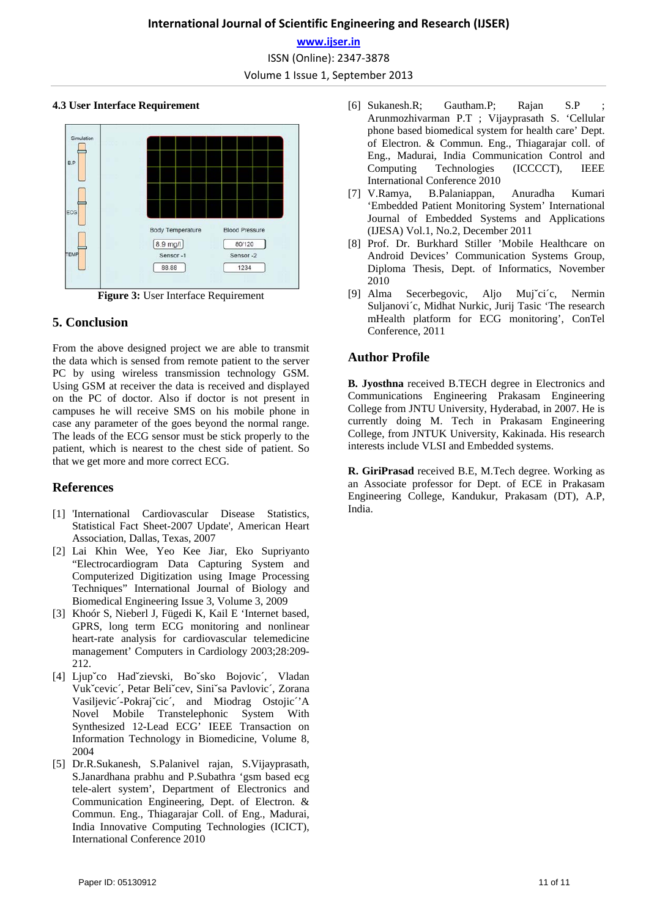### 4.3 User Interface Requirement

Simulation
B.P
ECG
TEMP
Body Temperature
Blood Pressure
8.9 mg/l
60/120
Sensor -1
Sensor -2
88.88
1234

**Figure 3:** User Interface Requirement

## 5. Conclusion

From the above designed project we are able to transmit the data which is sensed from remote patient to the server PC by using wireless transmission technology GSM. Using GSM at receiver the data is received and displayed on the PC of doctor. Also if doctor is not present in campuses he will receive SMS on his mobile phone in case any parameter of the goes beyond the normal range. The leads of the ECG sensor must be stick properly to the patient, which is nearest to the chest side of patient. So that we get more and more correct ECG.

## References

[1] 'International Cardiovascular Disease Statistics, Statistical Fact Sheet-2007 Update', American Heart Association, Dallas, Texas, 2007

[2] Lai Khin Wee, Yeo Kee Jiar, Eko Supriyanto "Electrocardiogram Data Capturing System and Computerized Digitization using Image Processing Techniques" International Journal of Biology and Biomedical Engineering Issue 3, Volume 3, 2009

[3] Khoór S, Nieberl J, Fügedi K, Kail E 'Internet based, GPRS, long term ECG monitoring and nonlinear heart-rate analysis for cardiovascular telemedicine management' Computers in Cardiology 2003;28:209-212.

[4] Ljupˇco Hadˇzievski, Boˇsko Bojovic´, Vladan Vukˇcevic´, Petar Beliˇcev, Siniˇsa Pavlovic´, Zorana Vasiljevic´-Pokrajˇcic´, and Miodrag Ostojic´'A Novel Mobile Transtelephonic System With Synthesized 12-Lead ECG' IEEE Transaction on Information Technology in Biomedicine, Volume 8, 2004

[5] Dr.R.Sukanesh, S.Palanivel rajan, S.Vijayprasath, S.Janardhana prabhu and P.Subathra 'gsm based ecg tele-alert system', Department of Electronics and Communication Engineering, Dept. of Electron. & Commun. Eng., Thiagarajar Coll. of Eng., Madurai, India Innovative Computing Technologies (ICICT), International Conference 2010

[6] Sukanesh.R; Gautham.P; Rajan S.P ; Arunmozhivarman P.T ; Vijayprasath S. 'Cellular phone based biomedical system for health care' Dept. of Electron. & Commun. Eng., Thiagarajar coll. of Eng., Madurai, India Communication Control and Computing Technologies (ICCCCT), IEEE International Conference 2010

[7] V.Ramya, B.Palaniappan, Anuradha Kumari 'Embedded Patient Monitoring System' International Journal of Embedded Systems and Applications (IJESA) Vol.1, No.2, December 2011

[8] Prof. Dr. Burkhard Stiller 'Mobile Healthcare on Android Devices' Communication Systems Group, Diploma Thesis, Dept. of Informatics, November 2010

[9] Alma Secerbegovic, Aljo Mujˇci´c, Nermin Suljanovi´c, Midhat Nurkic, Jurij Tasic 'The research mHealth platform for ECG monitoring', ConTel Conference, 2011

## Author Profile

**B. Jyosthna** received B.TECH degree in Electronics and Communications Engineering Prakasam Engineering College from JNTU University, Hyderabad, in 2007. He is currently doing M. Tech in Prakasam Engineering College, from JNTUK University, Kakinada. His research interests include VLSI and Embedded systems.

**R. GiriPrasad** received B.E, M.Tech degree. Working as an Associate professor for Dept. of ECE in Prakasam Engineering College, Kandukur, Prakasam (DT), A.P, India.